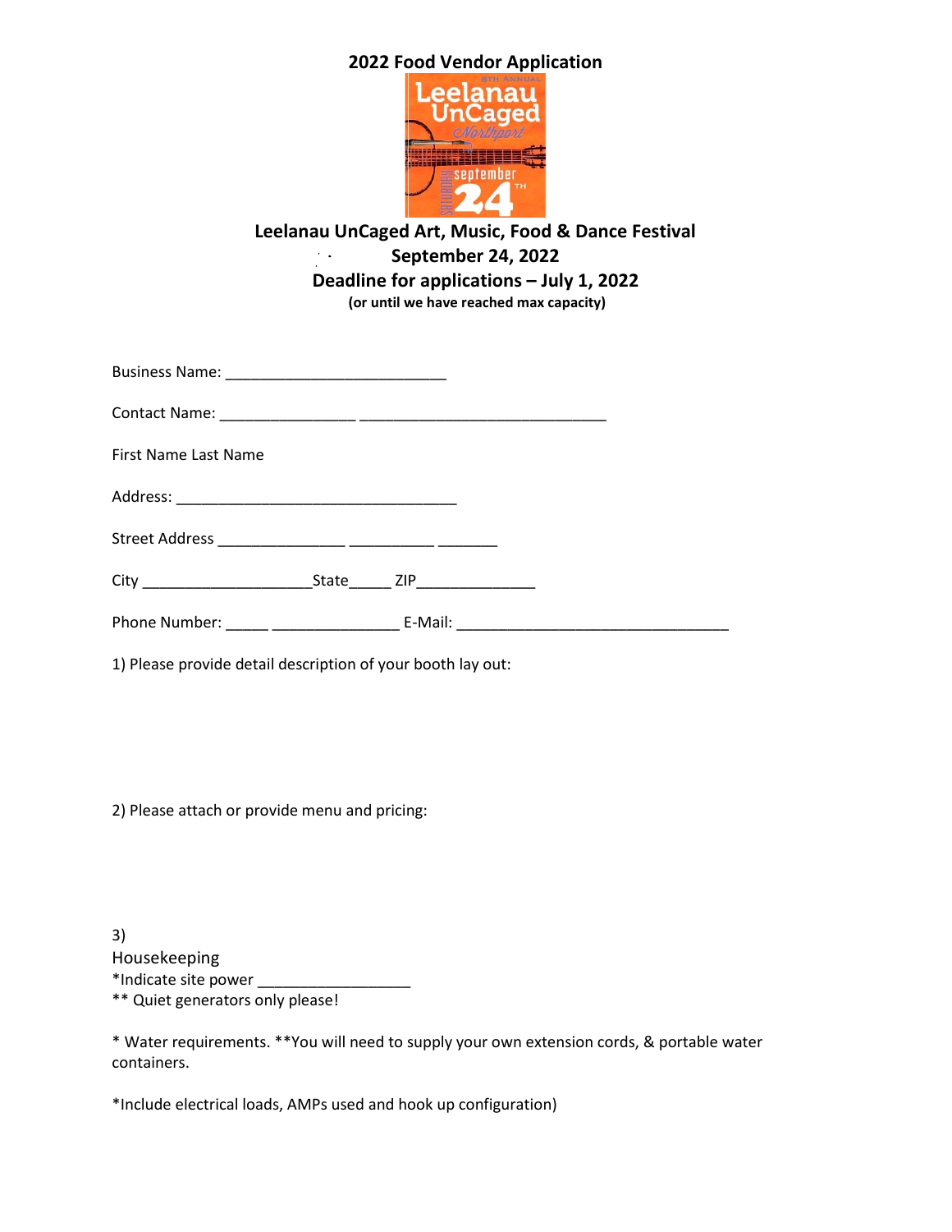# 2022 Food Vendor Application

## Leelanau UnCaged Art, Music, Food & Dance Festival

**September 24, 2022**

**Deadline for applications – July 1, 2022**

**(or until we have reached max capacity)**

Business Name: ___________________________

Contact Name: ________________ ______________________________

First Name Last Name

Address: __________________________________

Street Address _______________ __________ _______

City ____________________State_____ ZIP______________

Phone Number: _____ _______________ E-Mail: ________________________________

1) Please provide detail description of your booth lay out:

2) Please attach or provide menu and pricing:

3)

Housekeeping

*Indicate site power __________________

** Quiet generators only please!

* Water requirements. **You will need to supply your own extension cords, & portable water containers.

*Include electrical loads, AMPs used and hook up configuration)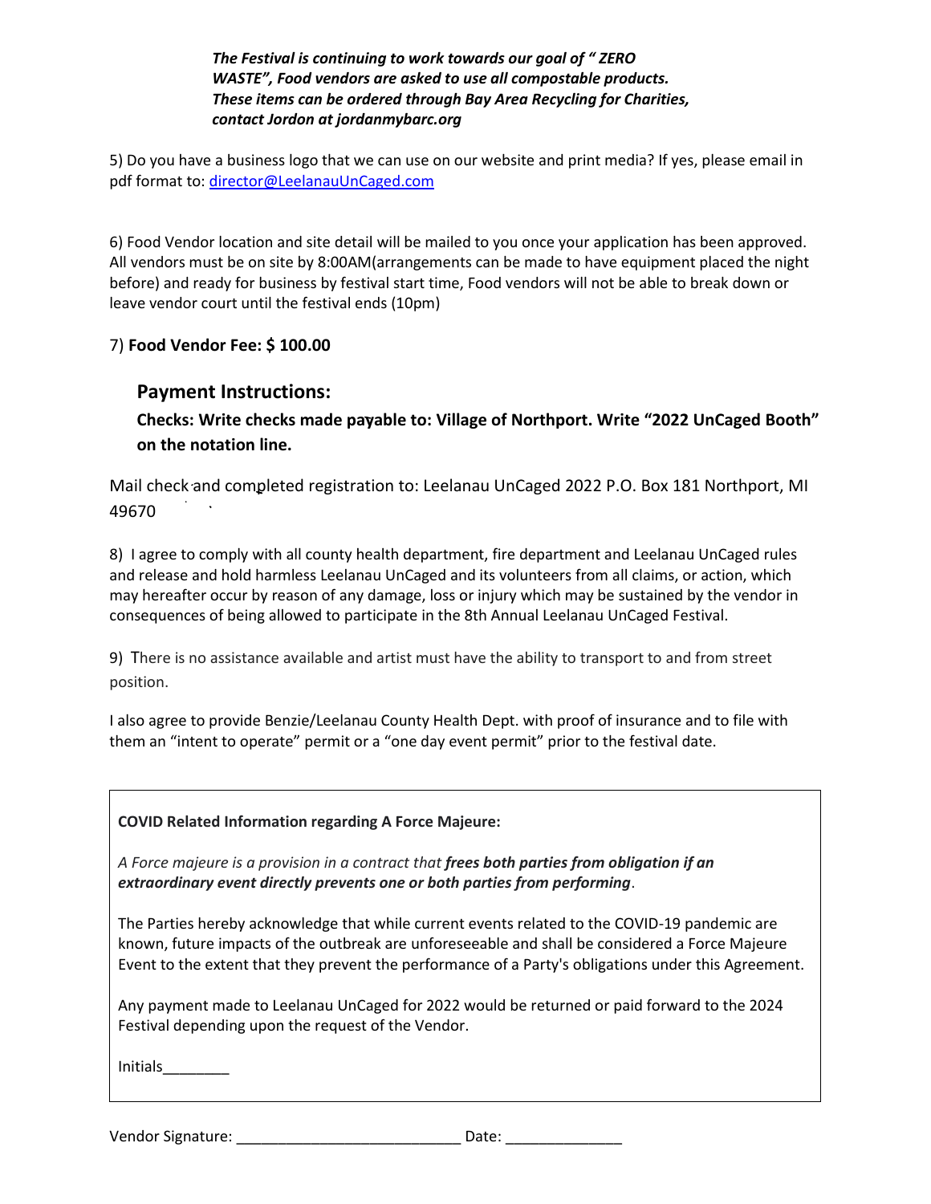***The Festival is continuing to work towards our goal of " ZERO WASTE", Food vendors are asked to use all compostable products. These items can be ordered through Bay Area Recycling for Charities, contact Jordon at jordanmybarc.org***

5) Do you have a business logo that we can use on our website and print media? If yes, please email in pdf format to: director@LeelanauUnCaged.com

6) Food Vendor location and site detail will be mailed to you once your application has been approved. All vendors must be on site by 8:00AM(arrangements can be made to have equipment placed the night before) and ready for business by festival start time, Food vendors will not be able to break down or leave vendor court until the festival ends (10pm)

7) **Food Vendor Fee: $ 100.00**

## Payment Instructions:

**Checks: Write checks made payable to: Village of Northport. Write "2022 UnCaged Booth" on the notation line.**

Mail check and completed registration to: Leelanau UnCaged 2022 P.O. Box 181 Northport, MI 49670

8) I agree to comply with all county health department, fire department and Leelanau UnCaged rules and release and hold harmless Leelanau UnCaged and its volunteers from all claims, or action, which may hereafter occur by reason of any damage, loss or injury which may be sustained by the vendor in consequences of being allowed to participate in the 8th Annual Leelanau UnCaged Festival.

9) There is no assistance available and artist must have the ability to transport to and from street position.

I also agree to provide Benzie/Leelanau County Health Dept. with proof of insurance and to file with them an "intent to operate" permit or a "one day event permit" prior to the festival date.

**COVID Related Information regarding A Force Majeure:**

*A Force majeure is a provision in a contract that **frees both parties from obligation if an extraordinary event directly prevents one or both parties from performing**.*

The Parties hereby acknowledge that while current events related to the COVID-19 pandemic are known, future impacts of the outbreak are unforeseeable and shall be considered a Force Majeure Event to the extent that they prevent the performance of a Party's obligations under this Agreement.

Any payment made to Leelanau UnCaged for 2022 would be returned or paid forward to the 2024 Festival depending upon the request of the Vendor.

Initials________

Vendor Signature: ___________________________ Date: ______________